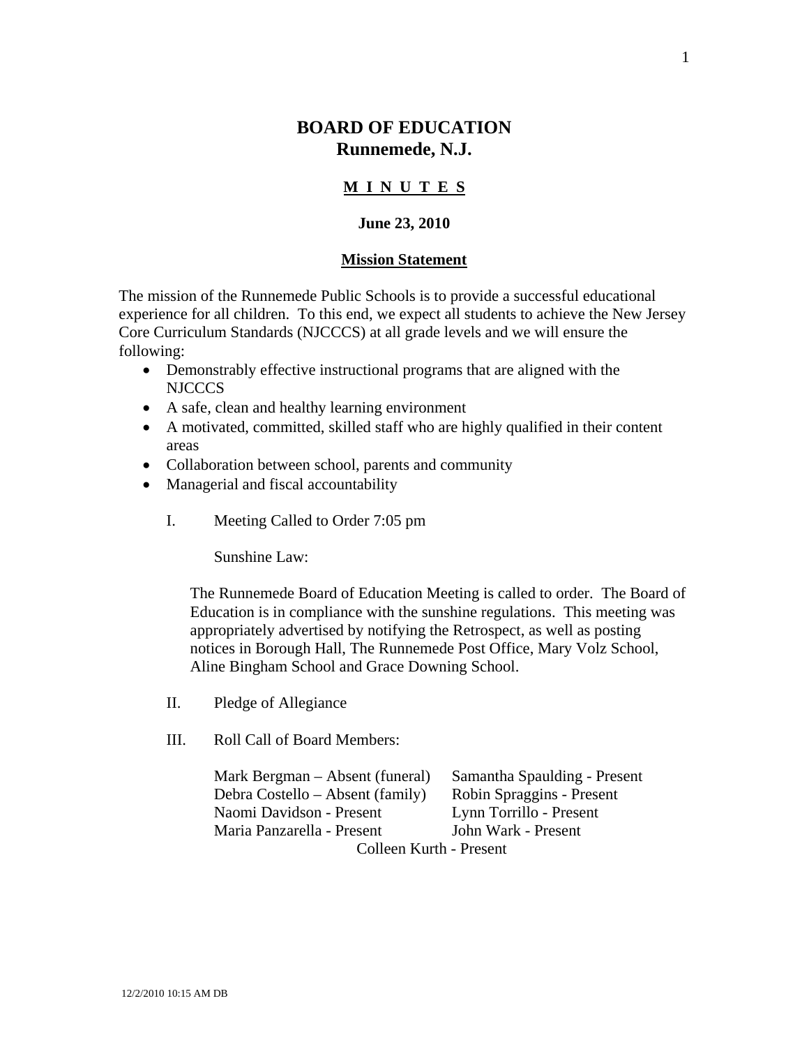# BOARD OF EDUCATION
## Runnemede, N.J.

**M I N U T E S**

**June 23, 2010**

**Mission Statement**

The mission of the Runnemede Public Schools is to provide a successful educational experience for all children. To this end, we expect all students to achieve the New Jersey Core Curriculum Standards (NJCCCS) at all grade levels and we will ensure the following:

- Demonstrably effective instructional programs that are aligned with the NJCCCS
- A safe, clean and healthy learning environment
- A motivated, committed, skilled staff who are highly qualified in their content areas
- Collaboration between school, parents and community
- Managerial and fiscal accountability

I. Meeting Called to Order 7:05 pm

Sunshine Law:

The Runnemede Board of Education Meeting is called to order. The Board of Education is in compliance with the sunshine regulations. This meeting was appropriately advertised by notifying the Retrospect, as well as posting notices in Borough Hall, The Runnemede Post Office, Mary Volz School, Aline Bingham School and Grace Downing School.

II. Pledge of Allegiance

III. Roll Call of Board Members:

Mark Bergman – Absent (funeral)
Debra Costello – Absent (family)
Naomi Davidson - Present
Maria Panzarella - Present
Samantha Spaulding - Present
Robin Spraggins - Present
Lynn Torrillo - Present
John Wark - Present
Colleen Kurth - Present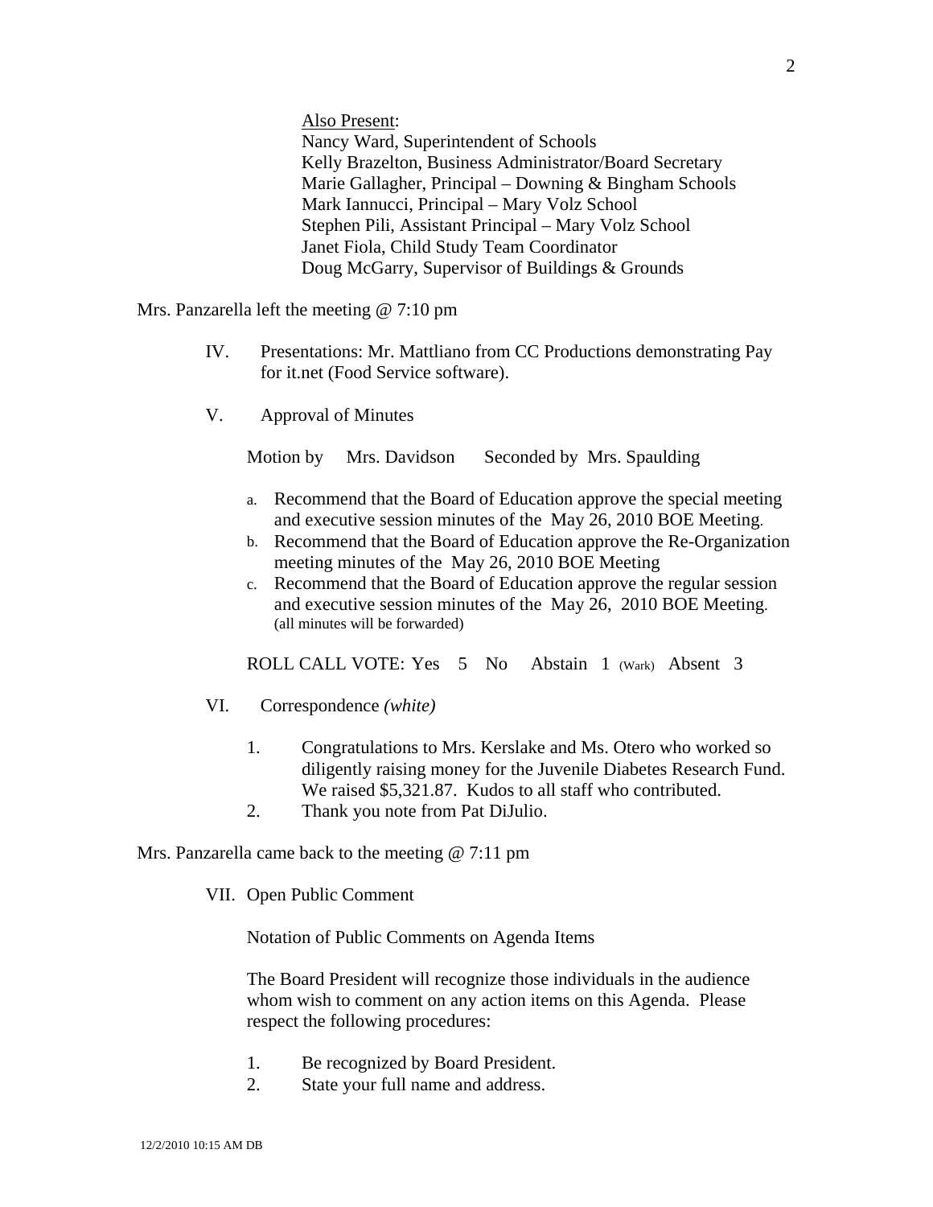Also Present:
Nancy Ward, Superintendent of Schools
Kelly Brazelton, Business Administrator/Board Secretary
Marie Gallagher, Principal – Downing & Bingham Schools
Mark Iannucci, Principal – Mary Volz School
Stephen Pili, Assistant Principal – Mary Volz School
Janet Fiola, Child Study Team Coordinator
Doug McGarry, Supervisor of Buildings & Grounds

Mrs. Panzarella left the meeting @ 7:10 pm

IV. Presentations: Mr. Mattliano from CC Productions demonstrating Pay for it.net (Food Service software).

V. Approval of Minutes

Motion by Mrs. Davidson Seconded by Mrs. Spaulding

a. Recommend that the Board of Education approve the special meeting and executive session minutes of the May 26, 2010 BOE Meeting.
b. Recommend that the Board of Education approve the Re-Organization meeting minutes of the May 26, 2010 BOE Meeting
c. Recommend that the Board of Education approve the regular session and executive session minutes of the May 26, 2010 BOE Meeting. (all minutes will be forwarded)

ROLL CALL VOTE: Yes 5 No Abstain 1 (Wark) Absent 3

VI. Correspondence *(white)*

1. Congratulations to Mrs. Kerslake and Ms. Otero who worked so diligently raising money for the Juvenile Diabetes Research Fund. We raised $5,321.87. Kudos to all staff who contributed.
2. Thank you note from Pat DiJulio.

Mrs. Panzarella came back to the meeting @ 7:11 pm

VII. Open Public Comment

Notation of Public Comments on Agenda Items

The Board President will recognize those individuals in the audience whom wish to comment on any action items on this Agenda. Please respect the following procedures:

1. Be recognized by Board President.
2. State your full name and address.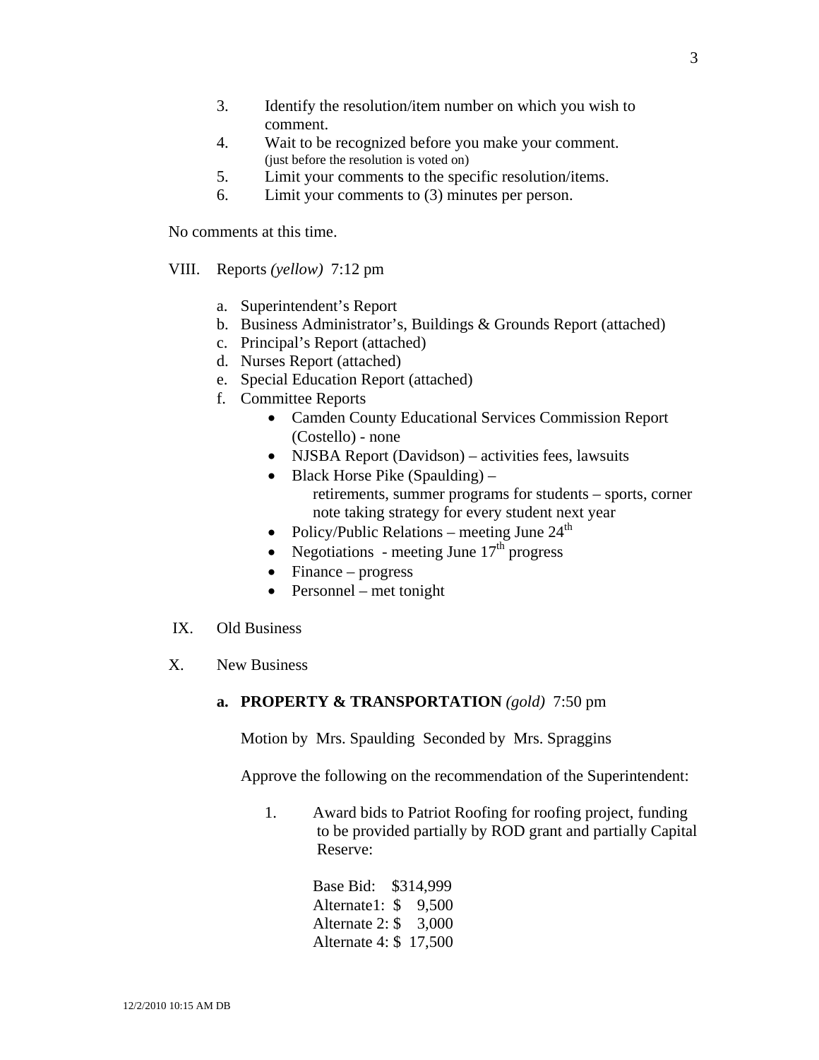3. Identify the resolution/item number on which you wish to comment.
4. Wait to be recognized before you make your comment. (just before the resolution is voted on)
5. Limit your comments to the specific resolution/items.
6. Limit your comments to (3) minutes per person.

No comments at this time.

VIII. Reports *(yellow)* 7:12 pm

a. Superintendent's Report
b. Business Administrator's, Buildings & Grounds Report (attached)
c. Principal's Report (attached)
d. Nurses Report (attached)
e. Special Education Report (attached)
f. Committee Reports
   - Camden County Educational Services Commission Report (Costello) - none
   - NJSBA Report (Davidson) – activities fees, lawsuits
   - Black Horse Pike (Spaulding) – retirements, summer programs for students – sports, corner note taking strategy for every student next year
   - Policy/Public Relations – meeting June 24th
   - Negotiations - meeting June 17th progress
   - Finance – progress
   - Personnel – met tonight

IX. Old Business

X. New Business

**a. PROPERTY & TRANSPORTATION** *(gold)* 7:50 pm

Motion by Mrs. Spaulding Seconded by Mrs. Spraggins

Approve the following on the recommendation of the Superintendent:

1. Award bids to Patriot Roofing for roofing project, funding to be provided partially by ROD grant and partially Capital Reserve:

   Base Bid: $314,999
   Alternate1: $ 9,500
   Alternate 2: $ 3,000
   Alternate 4: $ 17,500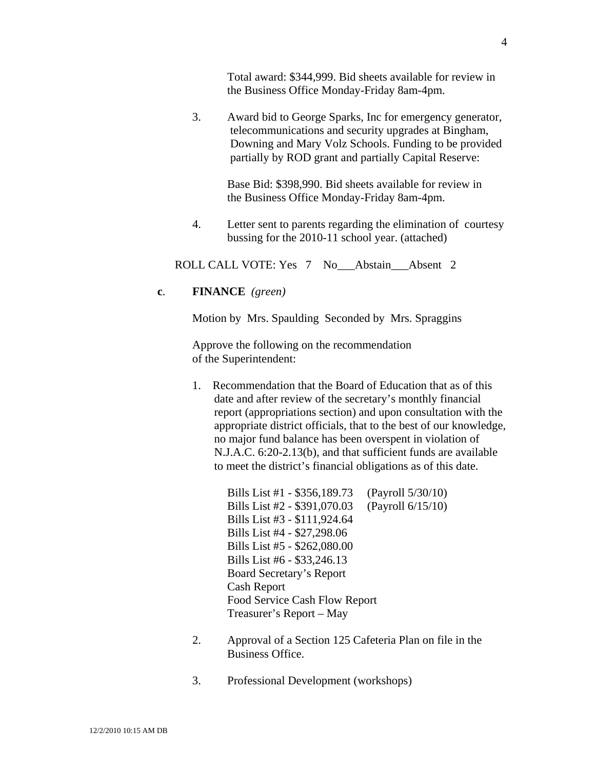Total award: $344,999. Bid sheets available for review in the Business Office Monday-Friday 8am-4pm.

3. Award bid to George Sparks, Inc for emergency generator, telecommunications and security upgrades at Bingham, Downing and Mary Volz Schools. Funding to be provided partially by ROD grant and partially Capital Reserve:

   Base Bid: $398,990. Bid sheets available for review in the Business Office Monday-Friday 8am-4pm.

4. Letter sent to parents regarding the elimination of courtesy bussing for the 2010-11 school year. (attached)

ROLL CALL VOTE: Yes 7 No___Abstain___Absent 2

**c**. **FINANCE** *(green)*

Motion by Mrs. Spaulding Seconded by Mrs. Spraggins

Approve the following on the recommendation of the Superintendent:

1. Recommendation that the Board of Education that as of this date and after review of the secretary's monthly financial report (appropriations section) and upon consultation with the appropriate district officials, that to the best of our knowledge, no major fund balance has been overspent in violation of N.J.A.C. 6:20-2.13(b), and that sufficient funds are available to meet the district's financial obligations as of this date.

   Bills List #1 - $356,189.73 (Payroll 5/30/10)
   Bills List #2 - $391,070.03 (Payroll 6/15/10)
   Bills List #3 - $111,924.64
   Bills List #4 - $27,298.06
   Bills List #5 - $262,080.00
   Bills List #6 - $33,246.13
   Board Secretary's Report
   Cash Report
   Food Service Cash Flow Report
   Treasurer's Report – May

2. Approval of a Section 125 Cafeteria Plan on file in the Business Office.

3. Professional Development (workshops)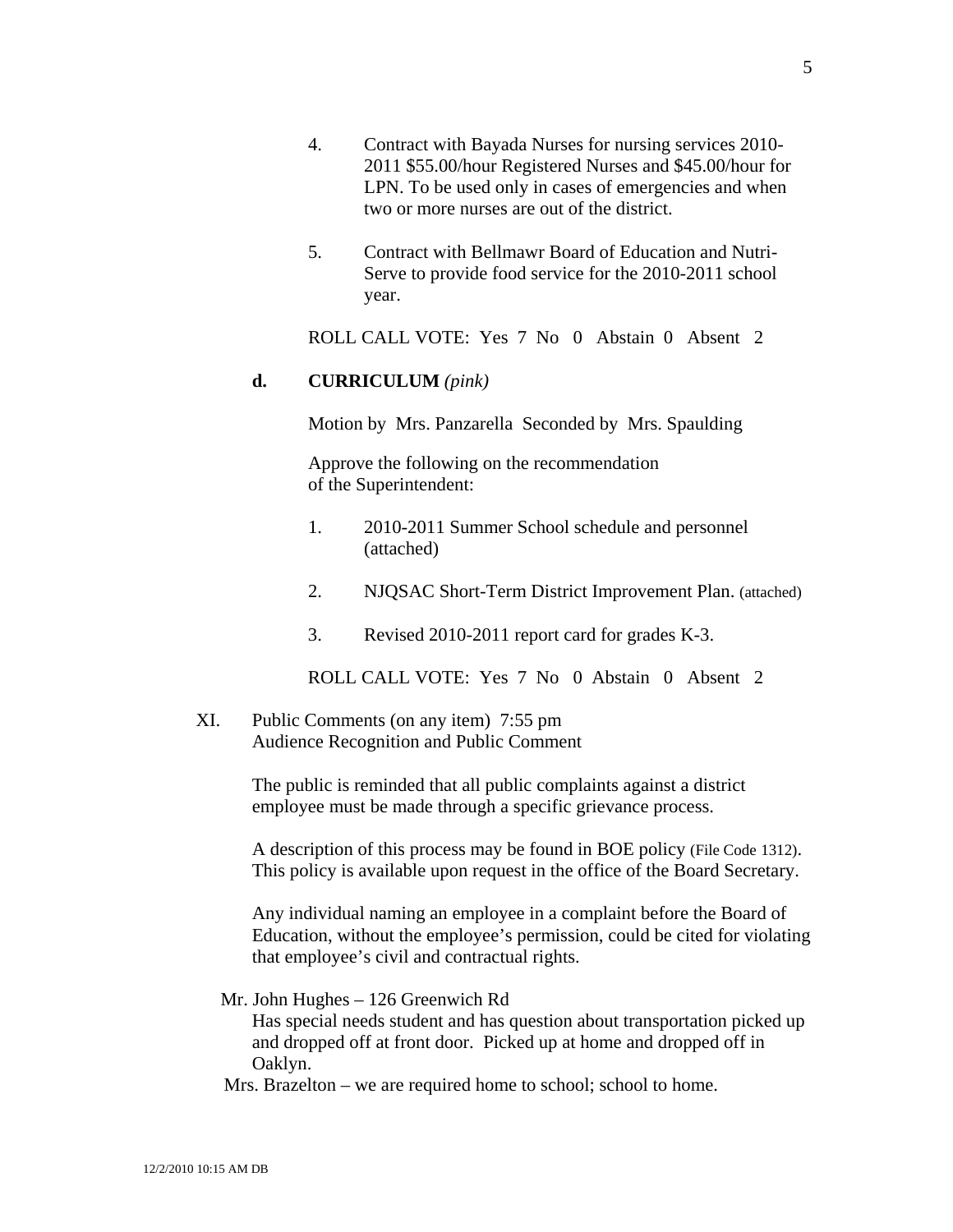4. Contract with Bayada Nurses for nursing services 2010-2011 $55.00/hour Registered Nurses and $45.00/hour for LPN. To be used only in cases of emergencies and when two or more nurses are out of the district.

5. Contract with Bellmawr Board of Education and Nutri-Serve to provide food service for the 2010-2011 school year.

ROLL CALL VOTE: Yes 7 No 0 Abstain 0 Absent 2

**d. CURRICULUM** *(pink)*

Motion by Mrs. Panzarella Seconded by Mrs. Spaulding

Approve the following on the recommendation of the Superintendent:

1. 2010-2011 Summer School schedule and personnel (attached)

2. NJQSAC Short-Term District Improvement Plan. (attached)

3. Revised 2010-2011 report card for grades K-3.

ROLL CALL VOTE: Yes 7 No 0 Abstain 0 Absent 2

XI. Public Comments (on any item) 7:55 pm
Audience Recognition and Public Comment

The public is reminded that all public complaints against a district employee must be made through a specific grievance process.

A description of this process may be found in BOE policy (File Code 1312). This policy is available upon request in the office of the Board Secretary.

Any individual naming an employee in a complaint before the Board of Education, without the employee's permission, could be cited for violating that employee's civil and contractual rights.

Mr. John Hughes – 126 Greenwich Rd
Has special needs student and has question about transportation picked up and dropped off at front door. Picked up at home and dropped off in Oaklyn.

Mrs. Brazelton – we are required home to school; school to home.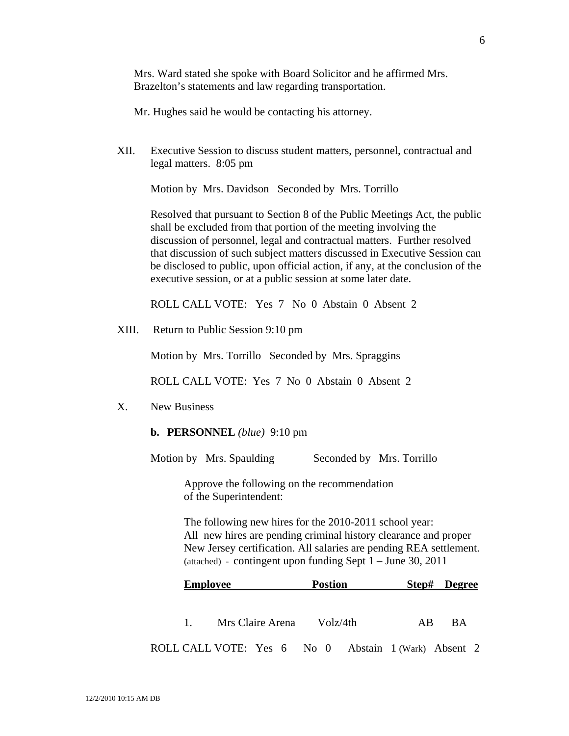Mrs. Ward stated she spoke with Board Solicitor and he affirmed Mrs. Brazelton's statements and law regarding transportation.

Mr. Hughes said he would be contacting his attorney.

XII. Executive Session to discuss student matters, personnel, contractual and legal matters. 8:05 pm

Motion by Mrs. Davidson Seconded by Mrs. Torrillo

Resolved that pursuant to Section 8 of the Public Meetings Act, the public shall be excluded from that portion of the meeting involving the discussion of personnel, legal and contractual matters. Further resolved that discussion of such subject matters discussed in Executive Session can be disclosed to public, upon official action, if any, at the conclusion of the executive session, or at a public session at some later date.

ROLL CALL VOTE: Yes 7 No 0 Abstain 0 Absent 2

XIII. Return to Public Session 9:10 pm

Motion by Mrs. Torrillo Seconded by Mrs. Spraggins

ROLL CALL VOTE: Yes 7 No 0 Abstain 0 Absent 2

X. New Business

**b. PERSONNEL** *(blue)* 9:10 pm

Motion by Mrs. Spaulding Seconded by Mrs. Torrillo

Approve the following on the recommendation of the Superintendent:

The following new hires for the 2010-2011 school year:
All new hires are pending criminal history clearance and proper New Jersey certification. All salaries are pending REA settlement. (attached) - contingent upon funding Sept 1 – June 30, 2011

| | **Employee** | **Postion** | **Step#** | **Degree** |
|---|---|---|---|---|
| 1. | Mrs Claire Arena | Volz/4th | AB | BA |

ROLL CALL VOTE: Yes 6 No 0 Abstain 1 (Wark) Absent 2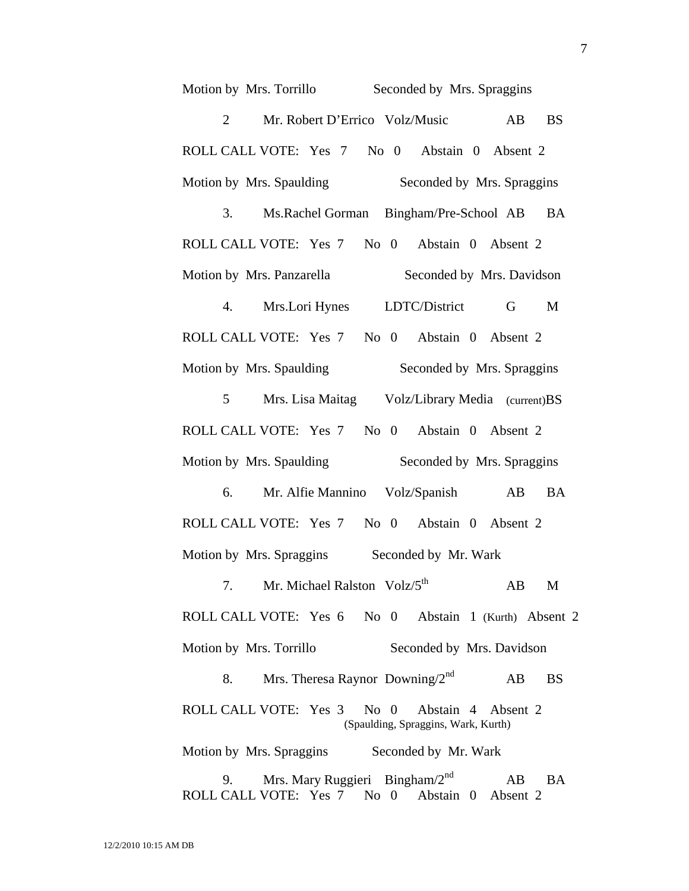Motion by Mrs. Torrillo Seconded by Mrs. Spraggins

2 Mr. Robert D'Errico Volz/Music AB BS

ROLL CALL VOTE: Yes 7 No 0 Abstain 0 Absent 2

Motion by Mrs. Spaulding Seconded by Mrs. Spraggins

3. Ms.Rachel Gorman Bingham/Pre-School AB BA

ROLL CALL VOTE: Yes 7 No 0 Abstain 0 Absent 2

Motion by Mrs. Panzarella Seconded by Mrs. Davidson

4. Mrs.Lori Hynes LDTC/District G M

ROLL CALL VOTE: Yes 7 No 0 Abstain 0 Absent 2

Motion by Mrs. Spaulding Seconded by Mrs. Spraggins

5 Mrs. Lisa Maitag Volz/Library Media (current)BS

ROLL CALL VOTE: Yes 7 No 0 Abstain 0 Absent 2

Motion by Mrs. Spaulding Seconded by Mrs. Spraggins

6. Mr. Alfie Mannino Volz/Spanish AB BA

ROLL CALL VOTE: Yes 7 No 0 Abstain 0 Absent 2

Motion by Mrs. Spraggins Seconded by Mr. Wark

7. Mr. Michael Ralston Volz/5th AB M

ROLL CALL VOTE: Yes 6 No 0 Abstain 1 (Kurth) Absent 2

Motion by Mrs. Torrillo Seconded by Mrs. Davidson

8. Mrs. Theresa Raynor Downing/2nd AB BS

ROLL CALL VOTE: Yes 3 No 0 Abstain 4 Absent 2
(Spaulding, Spraggins, Wark, Kurth)

Motion by Mrs. Spraggins Seconded by Mr. Wark

9. Mrs. Mary Ruggieri Bingham/2nd AB BA

ROLL CALL VOTE: Yes 7 No 0 Abstain 0 Absent 2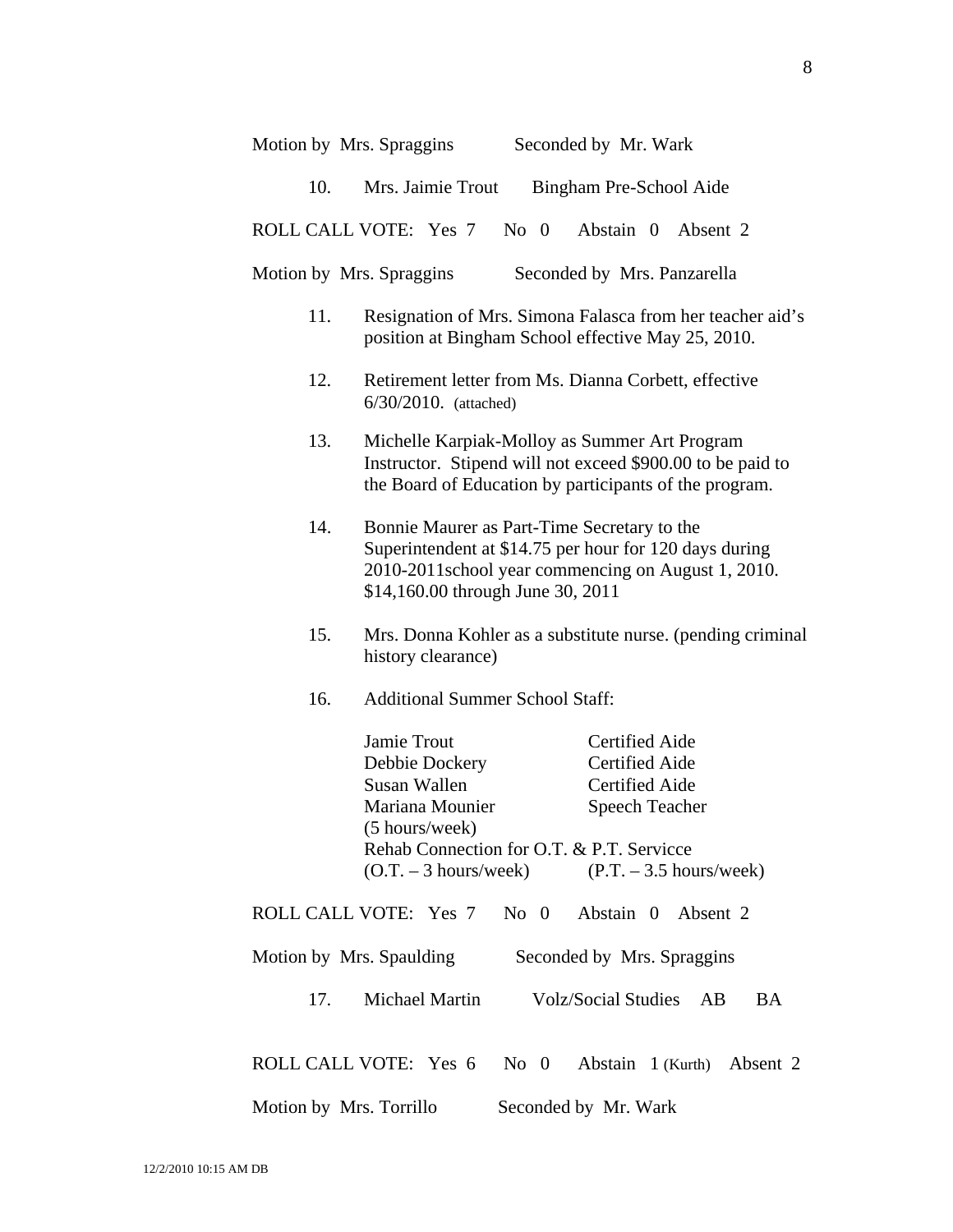Motion by Mrs. Spraggins Seconded by Mr. Wark

10. Mrs. Jaimie Trout Bingham Pre-School Aide

ROLL CALL VOTE: Yes 7 No 0 Abstain 0 Absent 2

Motion by Mrs. Spraggins Seconded by Mrs. Panzarella

11. Resignation of Mrs. Simona Falasca from her teacher aid's position at Bingham School effective May 25, 2010.

12. Retirement letter from Ms. Dianna Corbett, effective 6/30/2010. (attached)

13. Michelle Karpiak-Molloy as Summer Art Program Instructor. Stipend will not exceed $900.00 to be paid to the Board of Education by participants of the program.

14. Bonnie Maurer as Part-Time Secretary to the Superintendent at $14.75 per hour for 120 days during 2010-2011school year commencing on August 1, 2010. $14,160.00 through June 30, 2011

15. Mrs. Donna Kohler as a substitute nurse. (pending criminal history clearance)

16. Additional Summer School Staff:

    Jamie Trout Certified Aide
    Debbie Dockery Certified Aide
    Susan Wallen Certified Aide
    Mariana Mounier Speech Teacher
    (5 hours/week)
    Rehab Connection for O.T. & P.T. Servicce
    (O.T. – 3 hours/week) (P.T. – 3.5 hours/week)

ROLL CALL VOTE: Yes 7 No 0 Abstain 0 Absent 2

Motion by Mrs. Spaulding Seconded by Mrs. Spraggins

17. Michael Martin Volz/Social Studies AB BA

ROLL CALL VOTE: Yes 6 No 0 Abstain 1 (Kurth) Absent 2

Motion by Mrs. Torrillo Seconded by Mr. Wark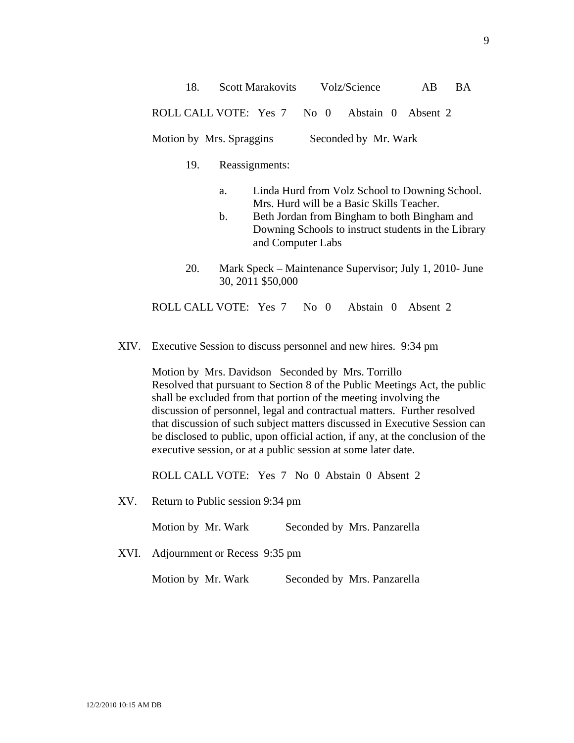18. Scott Marakovits Volz/Science AB BA

ROLL CALL VOTE: Yes 7 No 0 Abstain 0 Absent 2

Motion by Mrs. Spraggins Seconded by Mr. Wark

19. Reassignments:

   a. Linda Hurd from Volz School to Downing School. Mrs. Hurd will be a Basic Skills Teacher.
   b. Beth Jordan from Bingham to both Bingham and Downing Schools to instruct students in the Library and Computer Labs

20. Mark Speck – Maintenance Supervisor; July 1, 2010- June 30, 2011 $50,000

ROLL CALL VOTE: Yes 7 No 0 Abstain 0 Absent 2

XIV. Executive Session to discuss personnel and new hires. 9:34 pm

Motion by Mrs. Davidson Seconded by Mrs. Torrillo
Resolved that pursuant to Section 8 of the Public Meetings Act, the public shall be excluded from that portion of the meeting involving the discussion of personnel, legal and contractual matters. Further resolved that discussion of such subject matters discussed in Executive Session can be disclosed to public, upon official action, if any, at the conclusion of the executive session, or at a public session at some later date.

ROLL CALL VOTE: Yes 7 No 0 Abstain 0 Absent 2

XV. Return to Public session 9:34 pm

Motion by Mr. Wark Seconded by Mrs. Panzarella

XVI. Adjournment or Recess 9:35 pm

Motion by Mr. Wark Seconded by Mrs. Panzarella

12/2/2010 10:15 AM DB